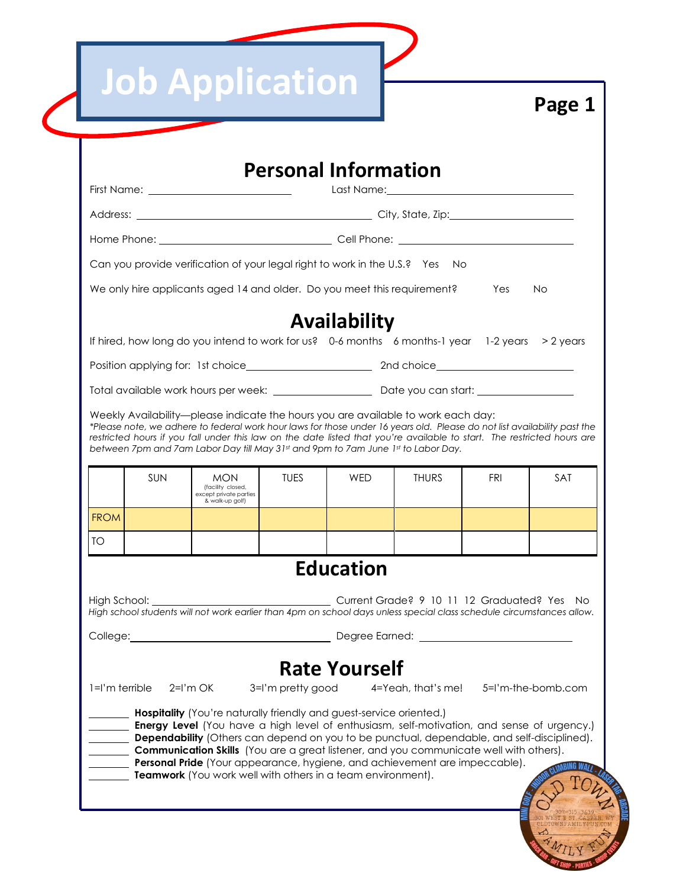# Job Application

**Page 1**

## Personal Information

First Name: ______________________ Last Name: ______________________

Address: ______________________________ City, State, Zip: ______________________

Home Phone: ______________________ Cell Phone: ______________________

Can you provide verification of your legal right to work in the U.S.? Yes No

We only hire applicants aged 14 and older. Do you meet this requirement? Yes No

## Availability

If hired, how long do you intend to work for us? 0-6 months 6 months-1 year 1-2 years > 2 years

Position applying for: 1st choice______________________ 2nd choice______________________

Total available work hours per week: ______________ Date you can start: ______________

Weekly Availability—please indicate the hours you are available to work each day:
*\*Please note, we adhere to federal work hour laws for those under 16 years old. Please do not list availability past the restricted hours if you fall under this law on the date listed that you're available to start. The restricted hours are between 7pm and 7am Labor Day till May 31st and 9pm to 7am June 1st to Labor Day.*

| | SUN | MON (facility closed, except private parties & walk-up golf) | TUES | WED | THURS | FRI | SAT |
|---|---|---|---|---|---|---|---|
| FROM | | | | | | | |
| TO | | | | | | | |

## Education

High School: ______________________ Current Grade? 9 10 11 12 Graduated? Yes No
*High school students will not work earlier than 4pm on school days unless special class schedule circumstances allow.*

College: ______________________ Degree Earned: ______________________

## Rate Yourself

1=I'm terrible 2=I'm OK 3=I'm pretty good 4=Yeah, that's me! 5=I'm-the-bomb.com

_______ **Hospitality** (You're naturally friendly and guest-service oriented.)
_______ **Energy Level** (You have a high level of enthusiasm, self-motivation, and sense of urgency.)
_______ **Dependability** (Others can depend on you to be punctual, dependable, and self-disciplined).
_______ **Communication Skills** (You are a great listener, and you communicate well with others).
_______ **Personal Pride** (Your appearance, hygiene, and achievement are impeccable).
_______ **Teamwork** (You work well with others in a team environment).

OLD TOWN FAMILY FUN — MINI GOLF - INDOOR CLIMBING WALL - LASER TAG - ARCADE — SNACK BAR - GIFT SHOP - PARTIES - GROUP EVENTS — 307-315-3639 — 301 WEST B ST. CASPER, WY — OLDTOWNFAMILYFUN.COM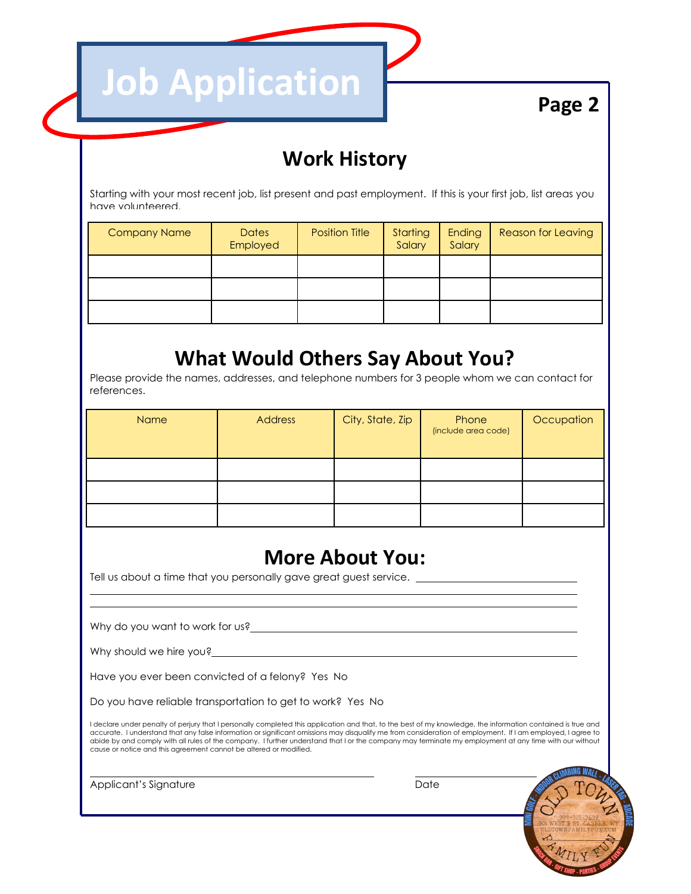# Job Application

**Page 2**

## Work History

Starting with your most recent job, list present and past employment. If this is your first job, list areas you have volunteered.

| Company Name | Dates Employed | Position Title | Starting Salary | Ending Salary | Reason for Leaving |
|---|---|---|---|---|---|
| | | | | | |
| | | | | | |
| | | | | | |

## What Would Others Say About You?

Please provide the names, addresses, and telephone numbers for 3 people whom we can contact for references.

| Name | Address | City, State, Zip | Phone (include area code) | Occupation |
|---|---|---|---|---|
| | | | | |
| | | | | |
| | | | | |

## More About You:

Tell us about a time that you personally gave great guest service. ______________________________

_______________________________________________________________________________

_______________________________________________________________________________

Why do you want to work for us?___________________________________________________

Why should we hire you?_________________________________________________________

Have you ever been convicted of a felony? Yes No

Do you have reliable transportation to get to work? Yes No

I declare under penalty of perjury that I personally completed this application and that, to the best of my knowledge, the information contained is true and accurate. I understand that any false information or significant omissions may disqualify me from consideration of employment. If I am employed, I agree to abide by and comply with all rules of the company. I further understand that I or the company may terminate my employment at any time with our without cause or notice and this agreement cannot be altered or modified.

______________________________________ ____________________

Applicant's Signature Date

INDOOR CLIMBING WALL - LASER TAG - ARCADE - MINI GOLF
OLD TOWN FAMILY FUN
307-315-3639
301 WEST E ST. CASPER, WY
OLDTOWNFAMILYFUN.COM
SNACK BAR - GIFT SHOP - PARTIES - GROUP EVENTS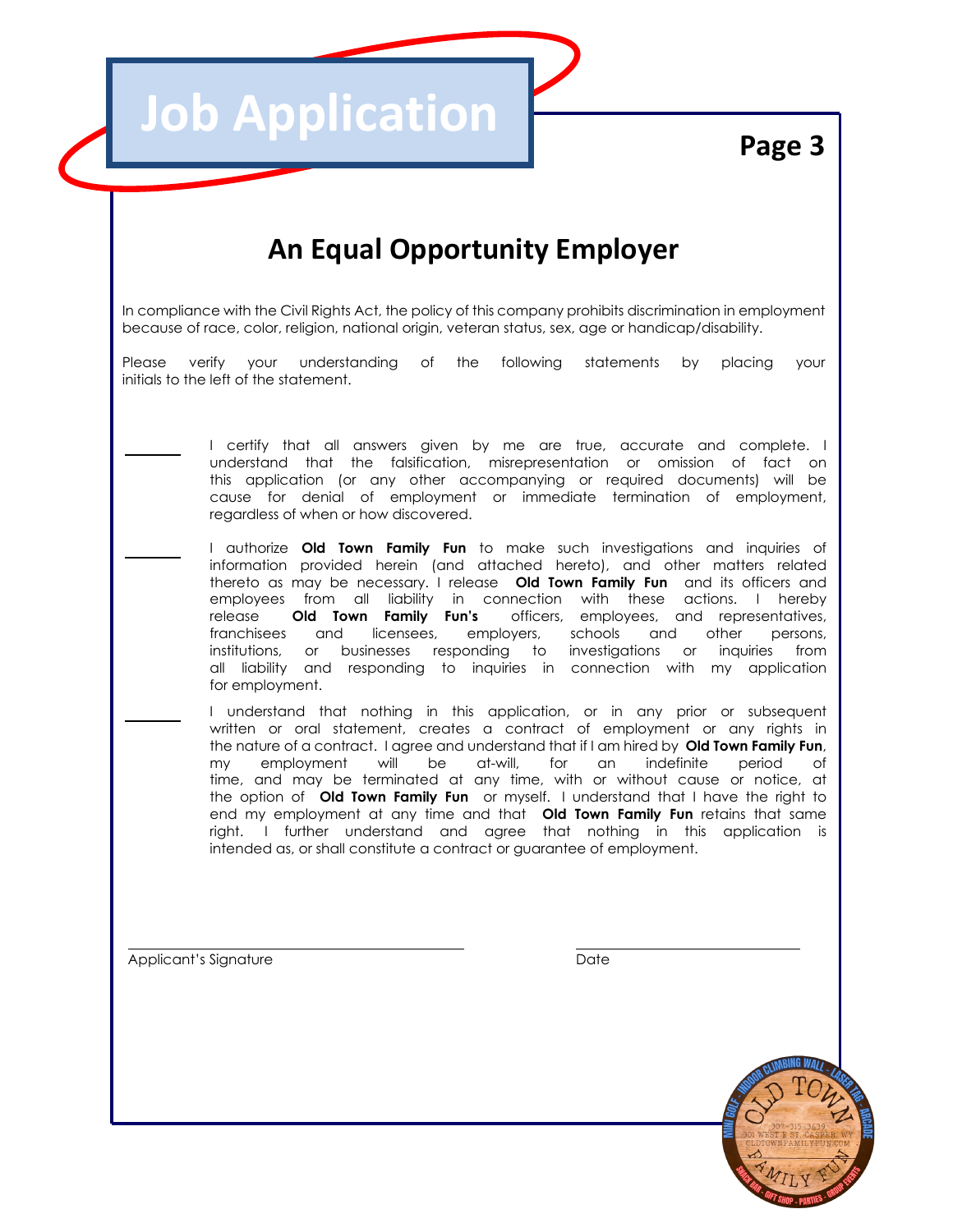# Job Application

**Page 3**

## An Equal Opportunity Employer

In compliance with the Civil Rights Act, the policy of this company prohibits discrimination in employment because of race, color, religion, national origin, veteran status, sex, age or handicap/disability.

Please verify your understanding of the following statements by placing your initials to the left of the statement.

_______ I certify that all answers given by me are true, accurate and complete. I understand that the falsification, misrepresentation or omission of fact on this application (or any other accompanying or required documents) will be cause for denial of employment or immediate termination of employment, regardless of when or how discovered.

_______ I authorize **Old Town Family Fun** to make such investigations and inquiries of information provided herein (and attached hereto), and other matters related thereto as may be necessary. I release **Old Town Family Fun** and its officers and employees from all liability in connection with these actions. I hereby release **Old Town Family Fun's** officers, employees, and representatives, franchisees and licensees, employers, schools and other persons, institutions, or businesses responding to investigations or inquiries from all liability and responding to inquiries in connection with my application for employment.

_______ I understand that nothing in this application, or in any prior or subsequent written or oral statement, creates a contract of employment or any rights in the nature of a contract. I agree and understand that if I am hired by **Old Town Family Fun**, my employment will be at-will, for an indefinite period of time, and may be terminated at any time, with or without cause or notice, at the option of **Old Town Family Fun** or myself. I understand that I have the right to end my employment at any time and that **Old Town Family Fun** retains that same right. I further understand and agree that nothing in this application is intended as, or shall constitute a contract or guarantee of employment.

______________________________ Applicant's Signature

______________________________ Date